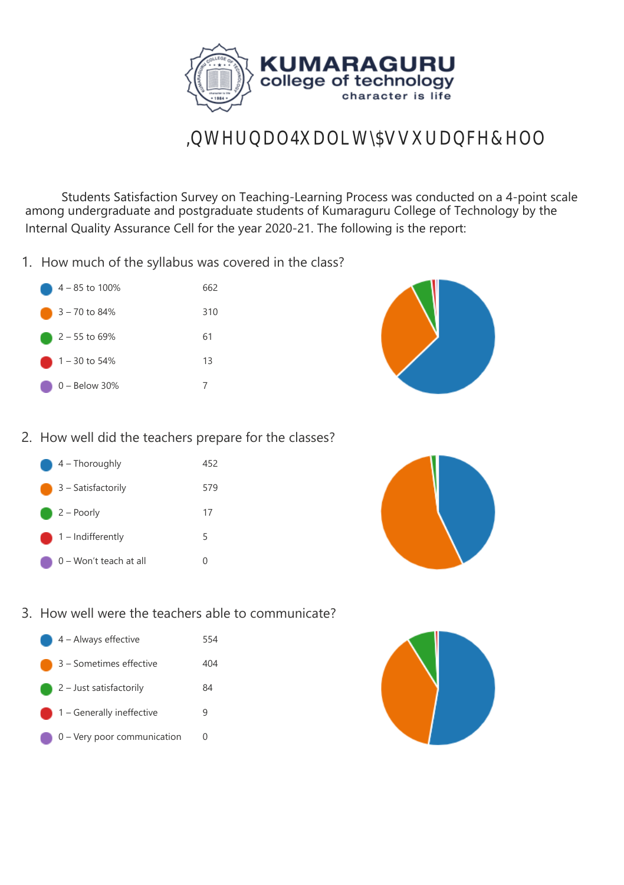# KUMARAGURU
## college of technology
character is life

# Internal Quality Assurance Cell

Students Satisfaction Survey on Teaching-Learning Process was conducted on a 4-point scale among undergraduate and postgraduate students of Kumaraguru College of Technology by the Internal Quality Assurance Cell for the year 2020-21. The following is the report:

1. How much of the syllabus was covered in the class?

| Response | Count |
|---|---|
| 4 – 85 to 100% | 662 |
| 3 – 70 to 84% | 310 |
| 2 – 55 to 69% | 61 |
| 1 – 30 to 54% | 13 |
| 0 – Below 30% | 7 |

2. How well did the teachers prepare for the classes?

| Response | Count |
|---|---|
| 4 – Thoroughly | 452 |
| 3 – Satisfactorily | 579 |
| 2 – Poorly | 17 |
| 1 – Indifferently | 5 |
| 0 – Won't teach at all | 0 |

3. How well were the teachers able to communicate?

| Response | Count |
|---|---|
| 4 – Always effective | 554 |
| 3 – Sometimes effective | 404 |
| 2 – Just satisfactorily | 84 |
| 1 – Generally ineffective | 9 |
| 0 – Very poor communication | 0 |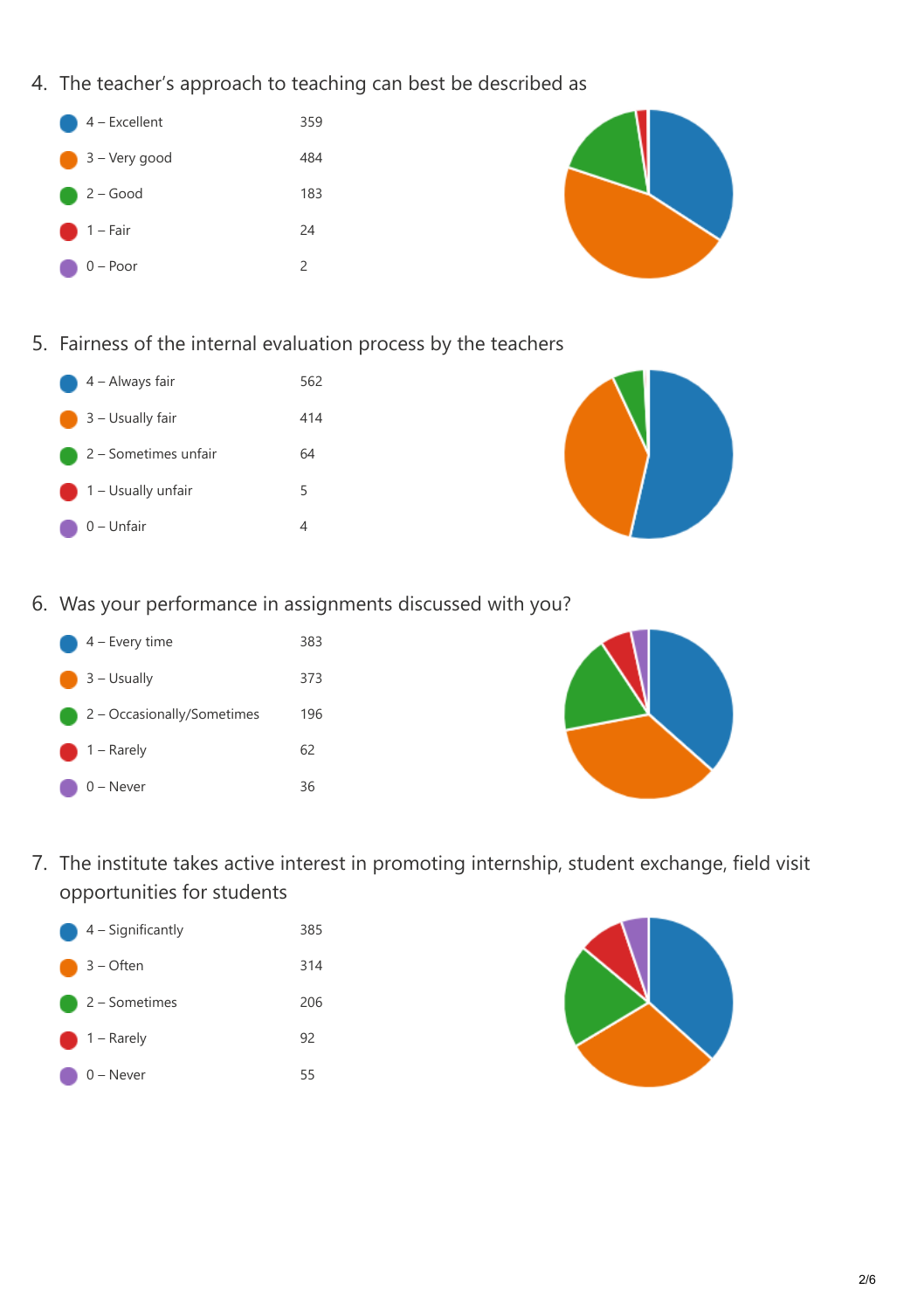4. The teacher's approach to teaching can best be described as

| Response | Count |
| --- | --- |
| 4 – Excellent | 359 |
| 3 – Very good | 484 |
| 2 – Good | 183 |
| 1 – Fair | 24 |
| 0 – Poor | 2 |

5. Fairness of the internal evaluation process by the teachers

| Response | Count |
| --- | --- |
| 4 – Always fair | 562 |
| 3 – Usually fair | 414 |
| 2 – Sometimes unfair | 64 |
| 1 – Usually unfair | 5 |
| 0 – Unfair | 4 |

6. Was your performance in assignments discussed with you?

| Response | Count |
| --- | --- |
| 4 – Every time | 383 |
| 3 – Usually | 373 |
| 2 – Occasionally/Sometimes | 196 |
| 1 – Rarely | 62 |
| 0 – Never | 36 |

7. The institute takes active interest in promoting internship, student exchange, field visit opportunities for students

| Response | Count |
| --- | --- |
| 4 – Significantly | 385 |
| 3 – Often | 314 |
| 2 – Sometimes | 206 |
| 1 – Rarely | 92 |
| 0 – Never | 55 |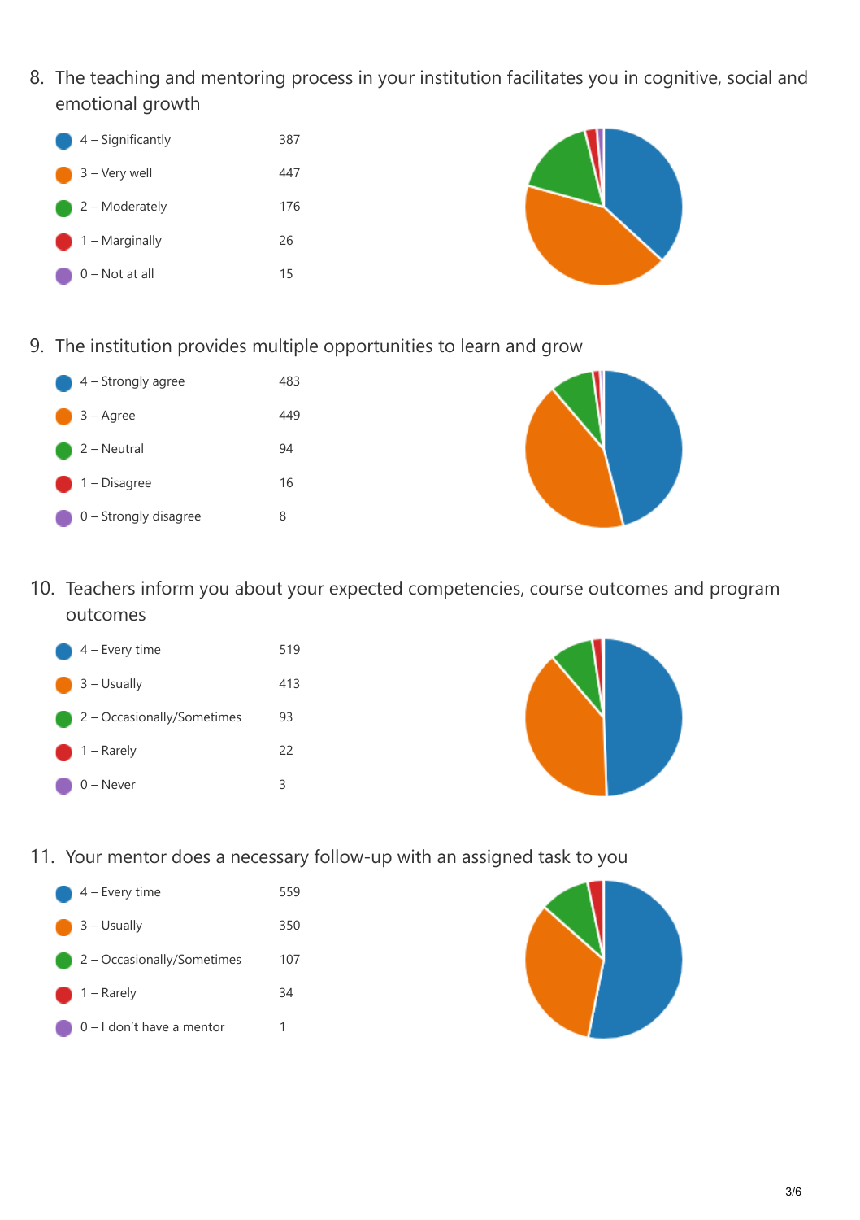8. The teaching and mentoring process in your institution facilitates you in cognitive, social and emotional growth

| Response | Count |
| --- | --- |
| 4 – Significantly | 387 |
| 3 – Very well | 447 |
| 2 – Moderately | 176 |
| 1 – Marginally | 26 |
| 0 – Not at all | 15 |

9. The institution provides multiple opportunities to learn and grow

| Response | Count |
| --- | --- |
| 4 – Strongly agree | 483 |
| 3 – Agree | 449 |
| 2 – Neutral | 94 |
| 1 – Disagree | 16 |
| 0 – Strongly disagree | 8 |

10. Teachers inform you about your expected competencies, course outcomes and program outcomes

| Response | Count |
| --- | --- |
| 4 – Every time | 519 |
| 3 – Usually | 413 |
| 2 – Occasionally/Sometimes | 93 |
| 1 – Rarely | 22 |
| 0 – Never | 3 |

11. Your mentor does a necessary follow-up with an assigned task to you

| Response | Count |
| --- | --- |
| 4 – Every time | 559 |
| 3 – Usually | 350 |
| 2 – Occasionally/Sometimes | 107 |
| 1 – Rarely | 34 |
| 0 – I don't have a mentor | 1 |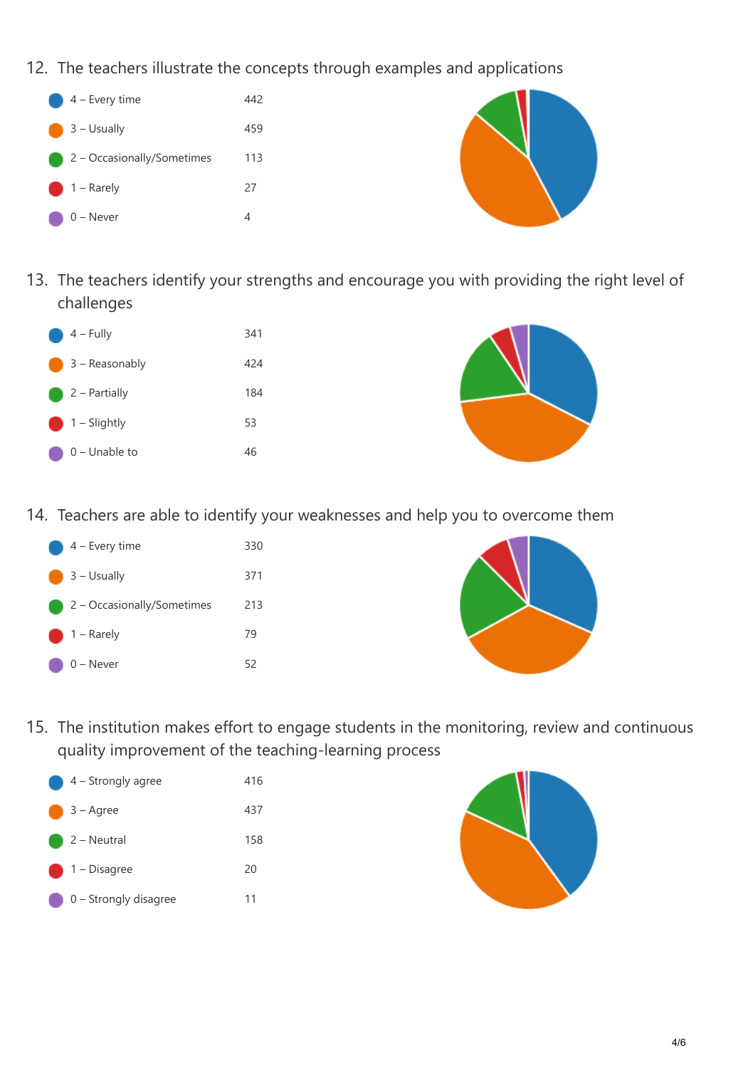12. The teachers illustrate the concepts through examples and applications

| Response | Count |
|---|---|
| 4 – Every time | 442 |
| 3 – Usually | 459 |
| 2 – Occasionally/Sometimes | 113 |
| 1 – Rarely | 27 |
| 0 – Never | 4 |

13. The teachers identify your strengths and encourage you with providing the right level of challenges

| Response | Count |
|---|---|
| 4 – Fully | 341 |
| 3 – Reasonably | 424 |
| 2 – Partially | 184 |
| 1 – Slightly | 53 |
| 0 – Unable to | 46 |

14. Teachers are able to identify your weaknesses and help you to overcome them

| Response | Count |
|---|---|
| 4 – Every time | 330 |
| 3 – Usually | 371 |
| 2 – Occasionally/Sometimes | 213 |
| 1 – Rarely | 79 |
| 0 – Never | 52 |

15. The institution makes effort to engage students in the monitoring, review and continuous quality improvement of the teaching-learning process

| Response | Count |
|---|---|
| 4 – Strongly agree | 416 |
| 3 – Agree | 437 |
| 2 – Neutral | 158 |
| 1 – Disagree | 20 |
| 0 – Strongly disagree | 11 |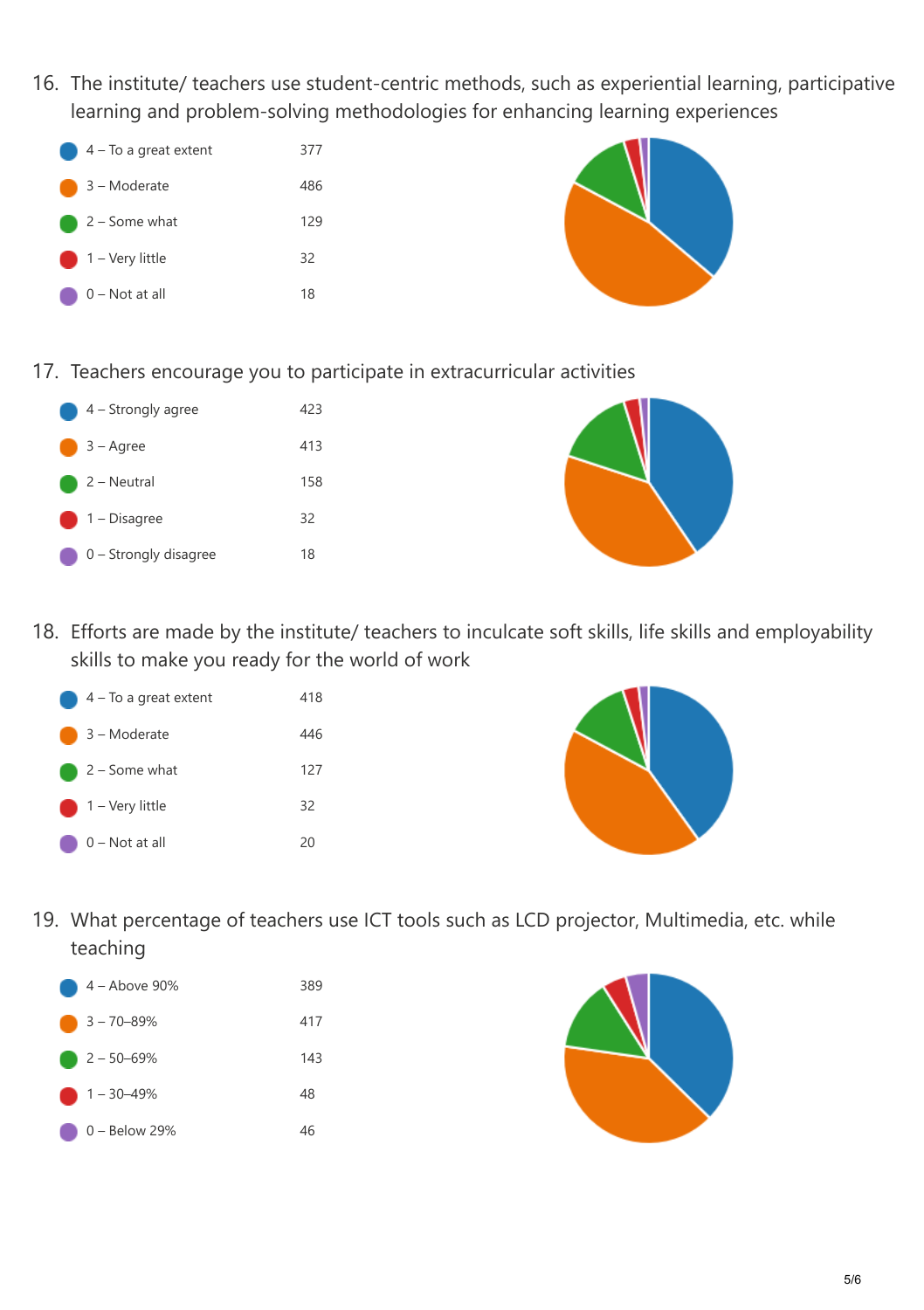16. The institute/ teachers use student-centric methods, such as experiential learning, participative learning and problem-solving methodologies for enhancing learning experiences

| Response | Count |
| --- | --- |
| 4 – To a great extent | 377 |
| 3 – Moderate | 486 |
| 2 – Some what | 129 |
| 1 – Very little | 32 |
| 0 – Not at all | 18 |

17. Teachers encourage you to participate in extracurricular activities

| Response | Count |
| --- | --- |
| 4 – Strongly agree | 423 |
| 3 – Agree | 413 |
| 2 – Neutral | 158 |
| 1 – Disagree | 32 |
| 0 – Strongly disagree | 18 |

18. Efforts are made by the institute/ teachers to inculcate soft skills, life skills and employability skills to make you ready for the world of work

| Response | Count |
| --- | --- |
| 4 – To a great extent | 418 |
| 3 – Moderate | 446 |
| 2 – Some what | 127 |
| 1 – Very little | 32 |
| 0 – Not at all | 20 |

19. What percentage of teachers use ICT tools such as LCD projector, Multimedia, etc. while teaching

| Response | Count |
| --- | --- |
| 4 – Above 90% | 389 |
| 3 – 70–89% | 417 |
| 2 – 50–69% | 143 |
| 1 – 30–49% | 48 |
| 0 – Below 29% | 46 |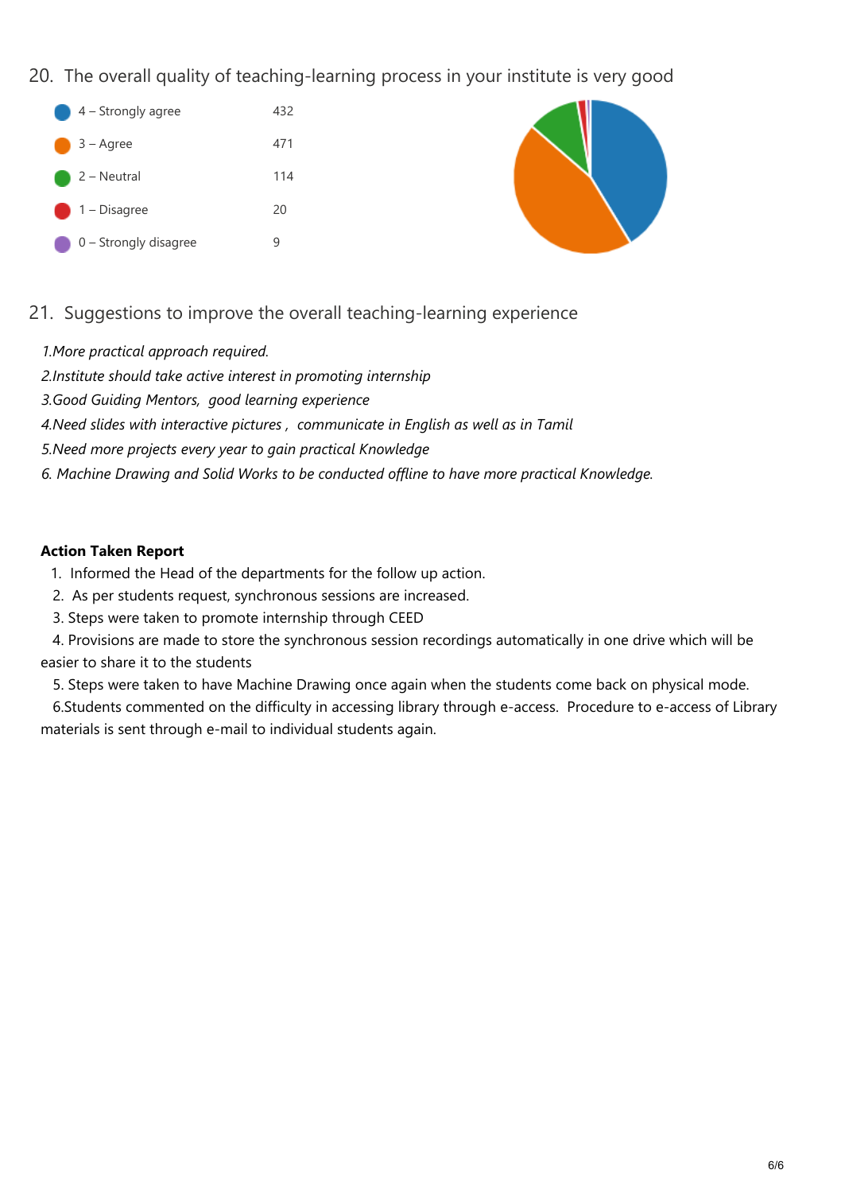20. The overall quality of teaching-learning process in your institute is very good

4 – Strongly agree 432
3 – Agree 471
2 – Neutral 114
1 – Disagree 20
0 – Strongly disagree 9

21. Suggestions to improve the overall teaching-learning experience

*1.More practical approach required.*
*2.Institute should take active interest in promoting internship*
*3.Good Guiding Mentors, good learning experience*
*4.Need slides with interactive pictures , communicate in English as well as in Tamil*
*5.Need more projects every year to gain practical Knowledge*
*6. Machine Drawing and Solid Works to be conducted offline to have more practical Knowledge.*

**Action Taken Report**

1. Informed the Head of the departments for the follow up action.
2. As per students request, synchronous sessions are increased.
3. Steps were taken to promote internship through CEED
4. Provisions are made to store the synchronous session recordings automatically in one drive which will be easier to share it to the students
5. Steps were taken to have Machine Drawing once again when the students come back on physical mode.
6. Students commented on the difficulty in accessing library through e-access. Procedure to e-access of Library materials is sent through e-mail to individual students again.